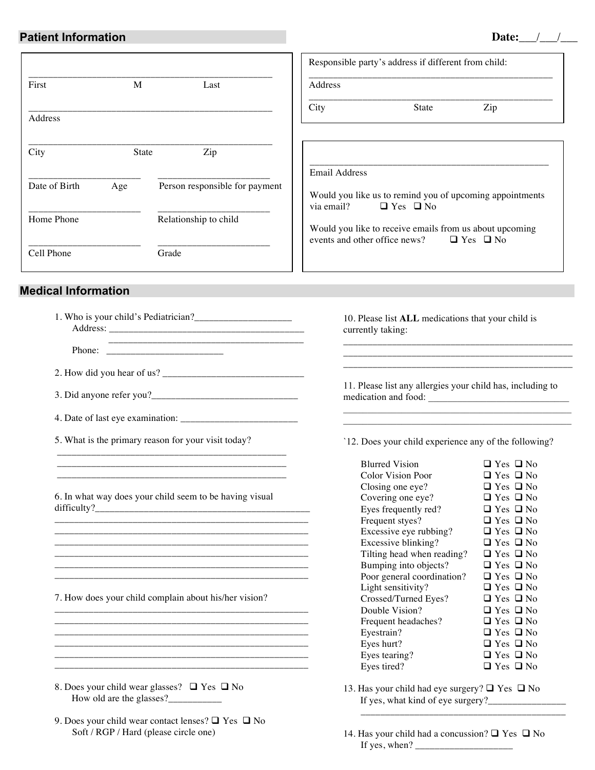## Patient Information

**Date:\_\_\_/\_\_\_/\_\_\_**

First \_\_\_\_\_\_\_\_\_\_ M \_\_\_\_\_\_\_\_\_\_ Last \_\_\_\_\_\_\_\_\_\_

Address \_\_\_\_\_\_\_\_\_\_\_\_\_\_\_\_\_\_\_\_\_\_\_\_\_\_\_\_\_\_

City \_\_\_\_\_\_\_\_\_\_ State \_\_\_\_\_\_\_\_\_\_ Zip \_\_\_\_\_\_\_\_\_\_

Date of Birth \_\_\_\_\_\_\_\_\_\_ Age \_\_\_\_\_\_\_\_\_\_

Person responsible for payment \_\_\_\_\_\_\_\_\_\_\_\_\_\_\_\_\_\_\_\_

Home Phone \_\_\_\_\_\_\_\_\_\_\_\_\_\_\_\_\_\_\_\_

Relationship to child \_\_\_\_\_\_\_\_\_\_\_\_\_\_\_\_\_\_\_\_

Cell Phone \_\_\_\_\_\_\_\_\_\_\_\_\_\_\_\_\_\_\_\_

Grade \_\_\_\_\_\_\_\_\_\_\_\_\_\_\_\_\_\_\_\_

Responsible party's address if different from child:

Address \_\_\_\_\_\_\_\_\_\_\_\_\_\_\_\_\_\_\_\_\_\_\_\_\_\_\_\_\_\_

City \_\_\_\_\_\_\_\_\_\_ State \_\_\_\_\_\_\_\_\_\_ Zip \_\_\_\_\_\_\_\_\_\_

Email Address \_\_\_\_\_\_\_\_\_\_\_\_\_\_\_\_\_\_\_\_\_\_\_\_\_\_\_\_\_\_

Would you like us to remind you of upcoming appointments via email? ❑ Yes ❑ No

Would you like to receive emails from us about upcoming events and other office news? ❑ Yes ❑ No

## Medical Information

1. Who is your child's Pediatrician?\_\_\_\_\_\_\_\_\_\_\_\_\_\_\_\_\_\_\_\_
   Address: \_\_\_\_\_\_\_\_\_\_\_\_\_\_\_\_\_\_\_\_\_\_\_\_\_\_\_\_\_\_\_\_\_\_\_\_\_\_\_\_
   \_\_\_\_\_\_\_\_\_\_\_\_\_\_\_\_\_\_\_\_\_\_\_\_\_\_\_\_\_\_\_\_\_\_\_\_\_\_\_\_
   Phone: \_\_\_\_\_\_\_\_\_\_\_\_\_\_\_\_\_\_\_\_\_\_\_\_

2. How did you hear of us? \_\_\_\_\_\_\_\_\_\_\_\_\_\_\_\_\_\_\_\_\_\_\_\_\_\_\_\_\_\_

3. Did anyone refer you?\_\_\_\_\_\_\_\_\_\_\_\_\_\_\_\_\_\_\_\_\_\_\_\_\_\_\_\_\_\_

4. Date of last eye examination: \_\_\_\_\_\_\_\_\_\_\_\_\_\_\_\_\_\_\_\_\_\_\_\_

5. What is the primary reason for your visit today?
   \_\_\_\_\_\_\_\_\_\_\_\_\_\_\_\_\_\_\_\_\_\_\_\_\_\_\_\_\_\_\_\_\_\_\_\_\_\_\_\_\_\_\_\_\_\_\_\_
   \_\_\_\_\_\_\_\_\_\_\_\_\_\_\_\_\_\_\_\_\_\_\_\_\_\_\_\_\_\_\_\_\_\_\_\_\_\_\_\_\_\_\_\_\_\_\_\_
   \_\_\_\_\_\_\_\_\_\_\_\_\_\_\_\_\_\_\_\_\_\_\_\_\_\_\_\_\_\_\_\_\_\_\_\_\_\_\_\_\_\_\_\_\_\_\_\_

6. In what way does your child seem to be having visual difficulty?\_\_\_\_\_\_\_\_\_\_\_\_\_\_\_\_\_\_\_\_\_\_\_\_\_\_\_\_\_\_\_\_\_\_\_\_\_\_\_\_\_\_\_\_\_\_
   \_\_\_\_\_\_\_\_\_\_\_\_\_\_\_\_\_\_\_\_\_\_\_\_\_\_\_\_\_\_\_\_\_\_\_\_\_\_\_\_\_\_\_\_\_\_\_\_
   \_\_\_\_\_\_\_\_\_\_\_\_\_\_\_\_\_\_\_\_\_\_\_\_\_\_\_\_\_\_\_\_\_\_\_\_\_\_\_\_\_\_\_\_\_\_\_\_
   \_\_\_\_\_\_\_\_\_\_\_\_\_\_\_\_\_\_\_\_\_\_\_\_\_\_\_\_\_\_\_\_\_\_\_\_\_\_\_\_\_\_\_\_\_\_\_\_
   \_\_\_\_\_\_\_\_\_\_\_\_\_\_\_\_\_\_\_\_\_\_\_\_\_\_\_\_\_\_\_\_\_\_\_\_\_\_\_\_\_\_\_\_\_\_\_\_
   \_\_\_\_\_\_\_\_\_\_\_\_\_\_\_\_\_\_\_\_\_\_\_\_\_\_\_\_\_\_\_\_\_\_\_\_\_\_\_\_\_\_\_\_\_\_\_\_
   \_\_\_\_\_\_\_\_\_\_\_\_\_\_\_\_\_\_\_\_\_\_\_\_\_\_\_\_\_\_\_\_\_\_\_\_\_\_\_\_\_\_\_\_\_\_\_\_

7. How does your child complain about his/her vision?
   \_\_\_\_\_\_\_\_\_\_\_\_\_\_\_\_\_\_\_\_\_\_\_\_\_\_\_\_\_\_\_\_\_\_\_\_\_\_\_\_\_\_\_\_\_\_\_\_
   \_\_\_\_\_\_\_\_\_\_\_\_\_\_\_\_\_\_\_\_\_\_\_\_\_\_\_\_\_\_\_\_\_\_\_\_\_\_\_\_\_\_\_\_\_\_\_\_
   \_\_\_\_\_\_\_\_\_\_\_\_\_\_\_\_\_\_\_\_\_\_\_\_\_\_\_\_\_\_\_\_\_\_\_\_\_\_\_\_\_\_\_\_\_\_\_\_
   \_\_\_\_\_\_\_\_\_\_\_\_\_\_\_\_\_\_\_\_\_\_\_\_\_\_\_\_\_\_\_\_\_\_\_\_\_\_\_\_\_\_\_\_\_\_\_\_
   \_\_\_\_\_\_\_\_\_\_\_\_\_\_\_\_\_\_\_\_\_\_\_\_\_\_\_\_\_\_\_\_\_\_\_\_\_\_\_\_\_\_\_\_\_\_\_\_
   \_\_\_\_\_\_\_\_\_\_\_\_\_\_\_\_\_\_\_\_\_\_\_\_\_\_\_\_\_\_\_\_\_\_\_\_\_\_\_\_\_\_\_\_\_\_\_\_

8. Does your child wear glasses? ❑ Yes ❑ No
   How old are the glasses?\_\_\_\_\_\_\_\_\_\_\_

9. Does your child wear contact lenses? ❑ Yes ❑ No
   Soft / RGP / Hard (please circle one)

10. Please list **ALL** medications that your child is currently taking:
    \_\_\_\_\_\_\_\_\_\_\_\_\_\_\_\_\_\_\_\_\_\_\_\_\_\_\_\_\_\_\_\_\_\_\_\_\_\_\_\_\_\_\_\_\_\_\_\_
    \_\_\_\_\_\_\_\_\_\_\_\_\_\_\_\_\_\_\_\_\_\_\_\_\_\_\_\_\_\_\_\_\_\_\_\_\_\_\_\_\_\_\_\_\_\_\_\_
    \_\_\_\_\_\_\_\_\_\_\_\_\_\_\_\_\_\_\_\_\_\_\_\_\_\_\_\_\_\_\_\_\_\_\_\_\_\_\_\_\_\_\_\_\_\_\_\_

11. Please list any allergies your child has, including to medication and food: \_\_\_\_\_\_\_\_\_\_\_\_\_\_\_\_\_\_\_\_\_\_\_\_\_\_\_\_\_\_
    \_\_\_\_\_\_\_\_\_\_\_\_\_\_\_\_\_\_\_\_\_\_\_\_\_\_\_\_\_\_\_\_\_\_\_\_\_\_\_\_\_\_\_\_\_\_\_\_
    \_\_\_\_\_\_\_\_\_\_\_\_\_\_\_\_\_\_\_\_\_\_\_\_\_\_\_\_\_\_\_\_\_\_\_\_\_\_\_\_\_\_\_\_\_\_\_\_

`12. Does your child experience any of the following?

| | |
|---|---|
| Blurred Vision | ❑ Yes ❑ No |
| Color Vision Poor | ❑ Yes ❑ No |
| Closing one eye? | ❑ Yes ❑ No |
| Covering one eye? | ❑ Yes ❑ No |
| Eyes frequently red? | ❑ Yes ❑ No |
| Frequent styes? | ❑ Yes ❑ No |
| Excessive eye rubbing? | ❑ Yes ❑ No |
| Excessive blinking? | ❑ Yes ❑ No |
| Tilting head when reading? | ❑ Yes ❑ No |
| Bumping into objects? | ❑ Yes ❑ No |
| Poor general coordination? | ❑ Yes ❑ No |
| Light sensitivity? | ❑ Yes ❑ No |
| Crossed/Turned Eyes? | ❑ Yes ❑ No |
| Double Vision? | ❑ Yes ❑ No |
| Frequent headaches? | ❑ Yes ❑ No |
| Eyestrain? | ❑ Yes ❑ No |
| Eyes hurt? | ❑ Yes ❑ No |
| Eyes tearing? | ❑ Yes ❑ No |
| Eyes tired? | ❑ Yes ❑ No |

13. Has your child had eye surgery? ❑ Yes ❑ No
    If yes, what kind of eye surgery?\_\_\_\_\_\_\_\_\_\_\_\_\_\_\_\_
    \_\_\_\_\_\_\_\_\_\_\_\_\_\_\_\_\_\_\_\_\_\_\_\_\_\_\_\_\_\_\_\_\_\_\_\_\_\_\_\_\_\_\_\_

14. Has your child had a concussion? ❑ Yes ❑ No
    If yes, when? \_\_\_\_\_\_\_\_\_\_\_\_\_\_\_\_\_\_\_\_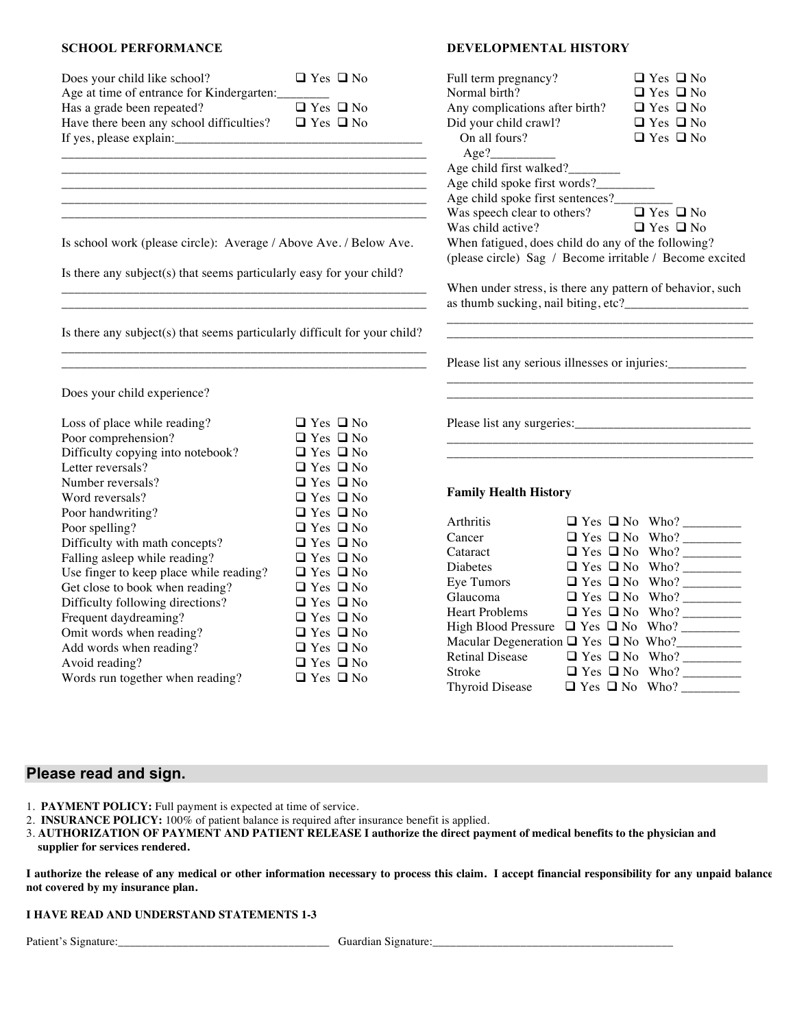### SCHOOL PERFORMANCE

Does your child like school? ❑ Yes ❑ No

Age at time of entrance for Kindergarten:________

Has a grade been repeated? ❑ Yes ❑ No

Have there been any school difficulties? ❑ Yes ❑ No

If yes, please explain:_______________________________________

_________________________________________________________

_________________________________________________________

_________________________________________________________

_________________________________________________________

_________________________________________________________

Is school work (please circle): Average / Above Ave. / Below Ave.

Is there any subject(s) that seems particularly easy for your child?

_________________________________________________________

_________________________________________________________

Is there any subject(s) that seems particularly difficult for your child?

_________________________________________________________

_________________________________________________________

Does your child experience?

| | |
|---|---|
| Loss of place while reading? | ❑ Yes ❑ No |
| Poor comprehension? | ❑ Yes ❑ No |
| Difficulty copying into notebook? | ❑ Yes ❑ No |
| Letter reversals? | ❑ Yes ❑ No |
| Number reversals? | ❑ Yes ❑ No |
| Word reversals? | ❑ Yes ❑ No |
| Poor handwriting? | ❑ Yes ❑ No |
| Poor spelling? | ❑ Yes ❑ No |
| Difficulty with math concepts? | ❑ Yes ❑ No |
| Falling asleep while reading? | ❑ Yes ❑ No |
| Use finger to keep place while reading? | ❑ Yes ❑ No |
| Get close to book when reading? | ❑ Yes ❑ No |
| Difficulty following directions? | ❑ Yes ❑ No |
| Frequent daydreaming? | ❑ Yes ❑ No |
| Omit words when reading? | ❑ Yes ❑ No |
| Add words when reading? | ❑ Yes ❑ No |
| Avoid reading? | ❑ Yes ❑ No |
| Words run together when reading? | ❑ Yes ❑ No |

### DEVELOPMENTAL HISTORY

Full term pregnancy? ❑ Yes ❑ No

Normal birth? ❑ Yes ❑ No

Any complications after birth? ❑ Yes ❑ No

Did your child crawl? ❑ Yes ❑ No

On all fours? ❑ Yes ❑ No

Age?__________

Age child first walked?________

Age child spoke first words?_________

Age child spoke first sentences?_________

Was speech clear to others? ❑ Yes ❑ No

Was child active? ❑ Yes ❑ No

When fatigued, does child do any of the following? (please circle) Sag / Become irritable / Become excited

When under stress, is there any pattern of behavior, such as thumb sucking, nail biting, etc?___________________

_________________________________________________

_________________________________________________

Please list any serious illnesses or injuries:____________

_________________________________________________

_________________________________________________

Please list any surgeries:___________________________

_________________________________________________

_________________________________________________

### Family Health History

| | | |
|---|---|---|
| Arthritis | ❑ Yes ❑ No | Who? _________ |
| Cancer | ❑ Yes ❑ No | Who? _________ |
| Cataract | ❑ Yes ❑ No | Who? _________ |
| Diabetes | ❑ Yes ❑ No | Who? _________ |
| Eye Tumors | ❑ Yes ❑ No | Who? _________ |
| Glaucoma | ❑ Yes ❑ No | Who? _________ |
| Heart Problems | ❑ Yes ❑ No | Who? _________ |
| High Blood Pressure | ❑ Yes ❑ No | Who? _________ |
| Macular Degeneration | ❑ Yes ❑ No | Who?__________ |
| Retinal Disease | ❑ Yes ❑ No | Who? _________ |
| Stroke | ❑ Yes ❑ No | Who? _________ |
| Thyroid Disease | ❑ Yes ❑ No | Who? _________ |

## Please read and sign.

1. **PAYMENT POLICY:** Full payment is expected at time of service.
2. **INSURANCE POLICY:** 100% of patient balance is required after insurance benefit is applied.
3. **AUTHORIZATION OF PAYMENT AND PATIENT RELEASE I authorize the direct payment of medical benefits to the physician and supplier for services rendered.**

**I authorize the release of any medical or other information necessary to process this claim. I accept financial responsibility for any unpaid balance not covered by my insurance plan.**

**I HAVE READ AND UNDERSTAND STATEMENTS 1-3**

Patient's Signature:_____________________________________ Guardian Signature:_________________________________________